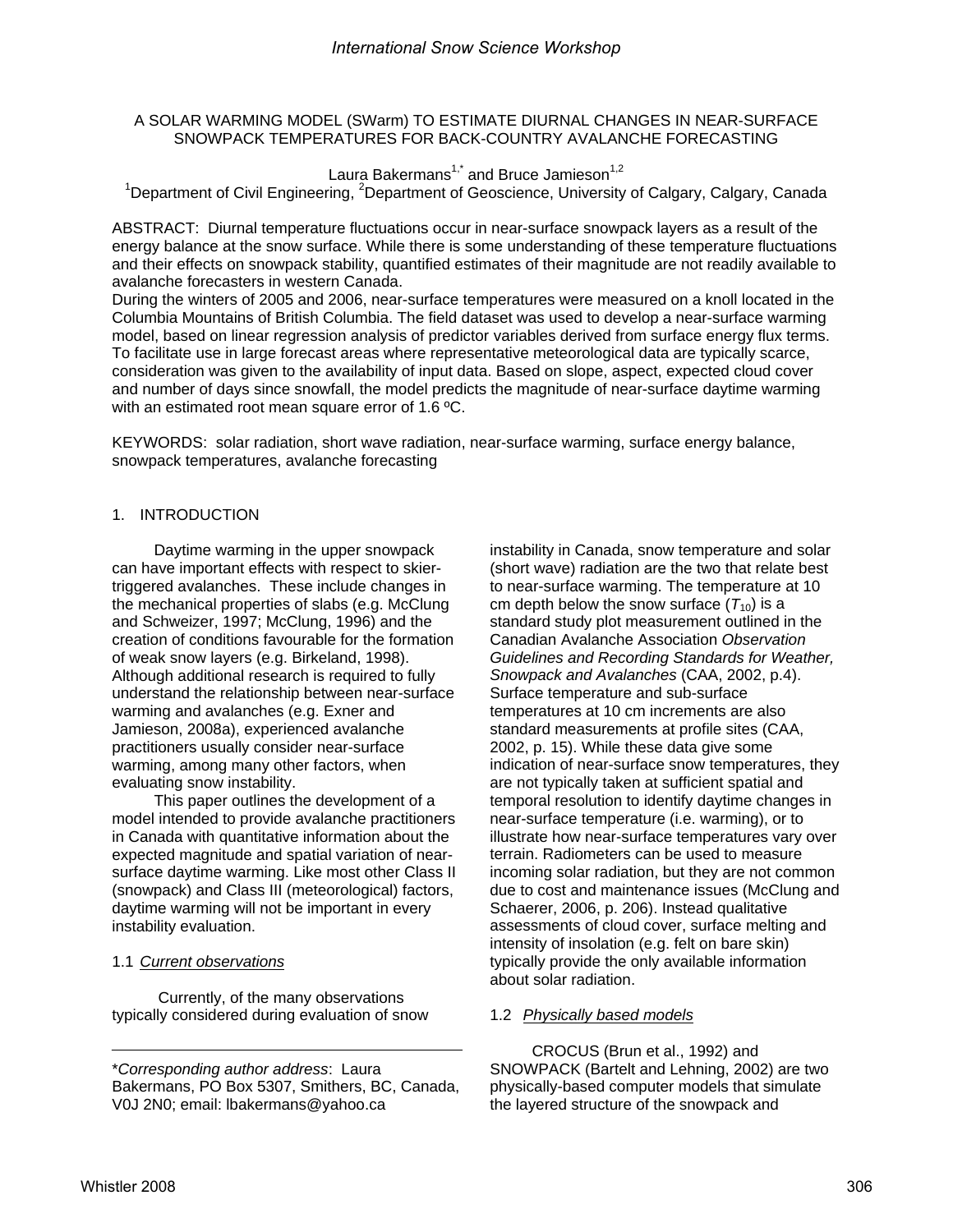# A SOLAR WARMING MODEL (SWarm) TO ESTIMATE DIURNAL CHANGES IN NEAR-SURFACE SNOWPACK TEMPERATURES FOR BACK-COUNTRY AVALANCHE FORECASTING

Laura Bakermans[1,*] and Bruce Jamieson[1,2]

[1]Department of Civil Engineering, [2]Department of Geoscience, University of Calgary, Calgary, Canada

ABSTRACT: Diurnal temperature fluctuations occur in near-surface snowpack layers as a result of the energy balance at the snow surface. While there is some understanding of these temperature fluctuations and their effects on snowpack stability, quantified estimates of their magnitude are not readily available to avalanche forecasters in western Canada.

During the winters of 2005 and 2006, near-surface temperatures were measured on a knoll located in the Columbia Mountains of British Columbia. The field dataset was used to develop a near-surface warming model, based on linear regression analysis of predictor variables derived from surface energy flux terms. To facilitate use in large forecast areas where representative meteorological data are typically scarce, consideration was given to the availability of input data. Based on slope, aspect, expected cloud cover and number of days since snowfall, the model predicts the magnitude of near-surface daytime warming with an estimated root mean square error of 1.6 ºC.

KEYWORDS: solar radiation, short wave radiation, near-surface warming, surface energy balance, snowpack temperatures, avalanche forecasting

## 1. INTRODUCTION

Daytime warming in the upper snowpack can have important effects with respect to skier-triggered avalanches. These include changes in the mechanical properties of slabs (e.g. McClung and Schweizer, 1997; McClung, 1996) and the creation of conditions favourable for the formation of weak snow layers (e.g. Birkeland, 1998). Although additional research is required to fully understand the relationship between near-surface warming and avalanches (e.g. Exner and Jamieson, 2008a), experienced avalanche practitioners usually consider near-surface warming, among many other factors, when evaluating snow instability.

This paper outlines the development of a model intended to provide avalanche practitioners in Canada with quantitative information about the expected magnitude and spatial variation of near-surface daytime warming. Like most other Class II (snowpack) and Class III (meteorological) factors, daytime warming will not be important in every instability evaluation.

### 1.1 *Current observations*

Currently, of the many observations typically considered during evaluation of snow instability in Canada, snow temperature and solar (short wave) radiation are the two that relate best to near-surface warming. The temperature at 10 cm depth below the snow surface ($T_{10}$) is a standard study plot measurement outlined in the Canadian Avalanche Association *Observation Guidelines and Recording Standards for Weather, Snowpack and Avalanches* (CAA, 2002, p.4). Surface temperature and sub-surface temperatures at 10 cm increments are also standard measurements at profile sites (CAA, 2002, p. 15). While these data give some indication of near-surface snow temperatures, they are not typically taken at sufficient spatial and temporal resolution to identify daytime changes in near-surface temperature (i.e. warming), or to illustrate how near-surface temperatures vary over terrain. Radiometers can be used to measure incoming solar radiation, but they are not common due to cost and maintenance issues (McClung and Schaerer, 2006, p. 206). Instead qualitative assessments of cloud cover, surface melting and intensity of insolation (e.g. felt on bare skin) typically provide the only available information about solar radiation.

### 1.2 *Physically based models*

CROCUS (Brun et al., 1992) and SNOWPACK (Bartelt and Lehning, 2002) are two physically-based computer models that simulate the layered structure of the snowpack and

*\*Corresponding author address*: Laura Bakermans, PO Box 5307, Smithers, BC, Canada, V0J 2N0; email: lbakermans@yahoo.ca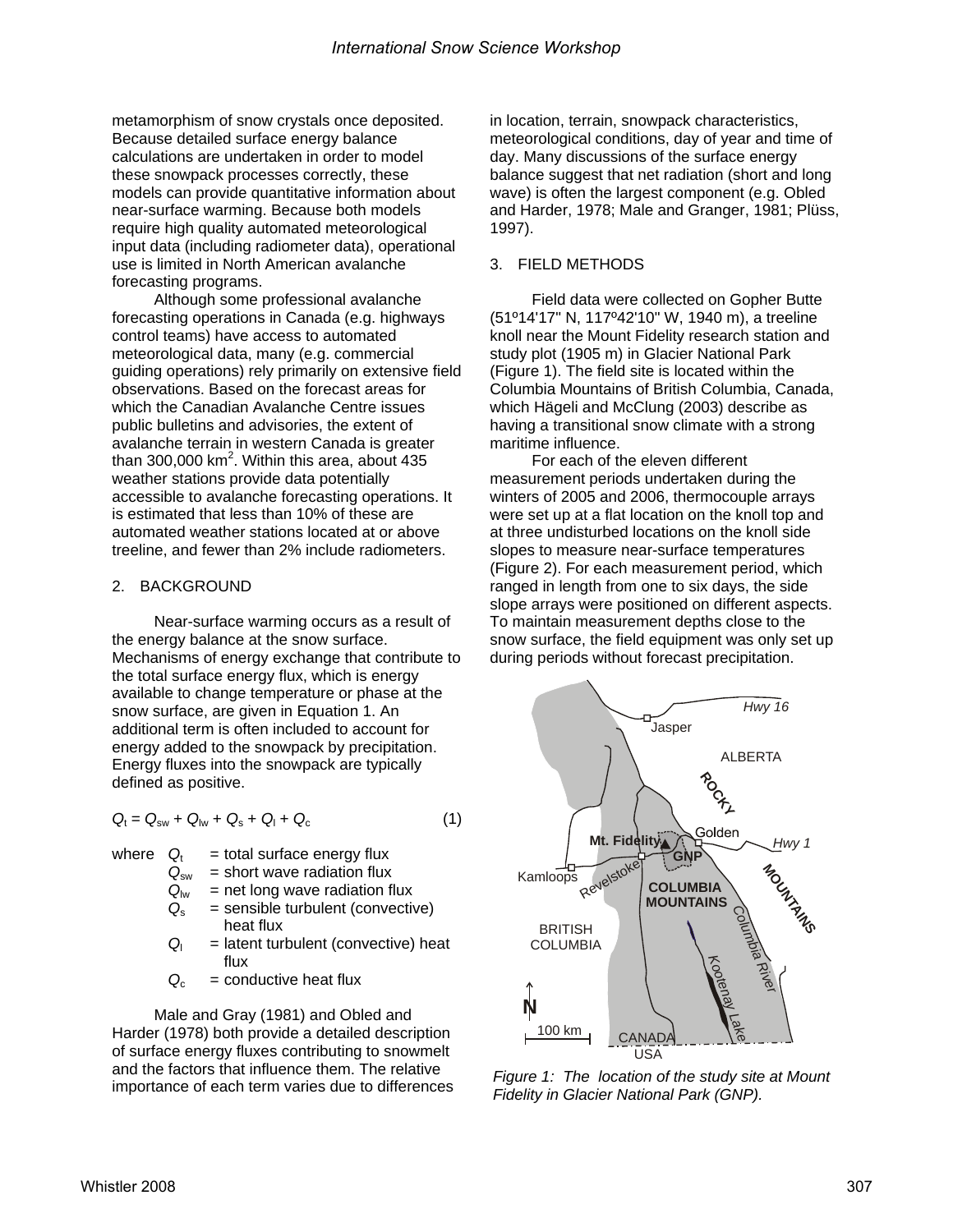metamorphism of snow crystals once deposited. Because detailed surface energy balance calculations are undertaken in order to model these snowpack processes correctly, these models can provide quantitative information about near-surface warming. Because both models require high quality automated meteorological input data (including radiometer data), operational use is limited in North American avalanche forecasting programs.

Although some professional avalanche forecasting operations in Canada (e.g. highways control teams) have access to automated meteorological data, many (e.g. commercial guiding operations) rely primarily on extensive field observations. Based on the forecast areas for which the Canadian Avalanche Centre issues public bulletins and advisories, the extent of avalanche terrain in western Canada is greater than 300,000 km$^2$. Within this area, about 435 weather stations provide data potentially accessible to avalanche forecasting operations. It is estimated that less than 10% of these are automated weather stations located at or above treeline, and fewer than 2% include radiometers.

## 2. BACKGROUND

Near-surface warming occurs as a result of the energy balance at the snow surface. Mechanisms of energy exchange that contribute to the total surface energy flux, which is energy available to change temperature or phase at the snow surface, are given in Equation 1. An additional term is often included to account for energy added to the snowpack by precipitation. Energy fluxes into the snowpack are typically defined as positive.

$$Q_t = Q_{sw} + Q_{lw} + Q_s + Q_l + Q_c \tag{1}$$

where
- $Q_t$ = total surface energy flux
- $Q_{sw}$ = short wave radiation flux
- $Q_{lw}$ = net long wave radiation flux
- $Q_s$ = sensible turbulent (convective) heat flux
- $Q_l$ = latent turbulent (convective) heat flux
- $Q_c$ = conductive heat flux

Male and Gray (1981) and Obled and Harder (1978) both provide a detailed description of surface energy fluxes contributing to snowmelt and the factors that influence them. The relative importance of each term varies due to differences in location, terrain, snowpack characteristics, meteorological conditions, day of year and time of day. Many discussions of the surface energy balance suggest that net radiation (short and long wave) is often the largest component (e.g. Obled and Harder, 1978; Male and Granger, 1981; Plüss, 1997).

## 3. FIELD METHODS

Field data were collected on Gopher Butte (51º14'17" N, 117º42'10" W, 1940 m), a treeline knoll near the Mount Fidelity research station and study plot (1905 m) in Glacier National Park (Figure 1). The field site is located within the Columbia Mountains of British Columbia, Canada, which Hägeli and McClung (2003) describe as having a transitional snow climate with a strong maritime influence.

For each of the eleven different measurement periods undertaken during the winters of 2005 and 2006, thermocouple arrays were set up at a flat location on the knoll top and at three undisturbed locations on the knoll side slopes to measure near-surface temperatures (Figure 2). For each measurement period, which ranged in length from one to six days, the side slope arrays were positioned on different aspects. To maintain measurement depths close to the snow surface, the field equipment was only set up during periods without forecast precipitation.

*Figure 1: The location of the study site at Mount Fidelity in Glacier National Park (GNP).*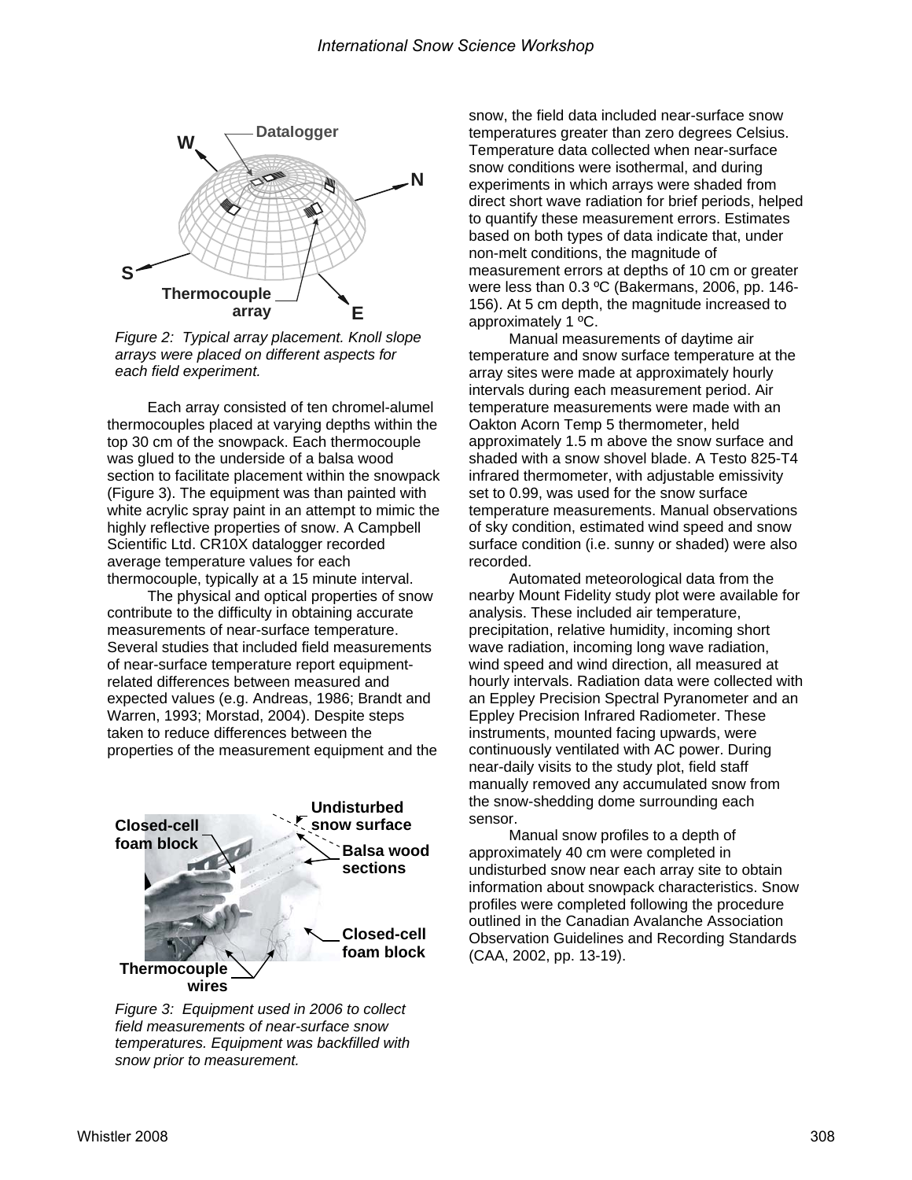Figure 2: Typical array placement. Knoll slope arrays were placed on different aspects for each field experiment.

Each array consisted of ten chromel-alumel thermocouples placed at varying depths within the top 30 cm of the snowpack. Each thermocouple was glued to the underside of a balsa wood section to facilitate placement within the snowpack (Figure 3). The equipment was than painted with white acrylic spray paint in an attempt to mimic the highly reflective properties of snow. A Campbell Scientific Ltd. CR10X datalogger recorded average temperature values for each thermocouple, typically at a 15 minute interval.

The physical and optical properties of snow contribute to the difficulty in obtaining accurate measurements of near-surface temperature. Several studies that included field measurements of near-surface temperature report equipment-related differences between measured and expected values (e.g. Andreas, 1986; Brandt and Warren, 1993; Morstad, 2004). Despite steps taken to reduce differences between the properties of the measurement equipment and the snow, the field data included near-surface snow temperatures greater than zero degrees Celsius. Temperature data collected when near-surface snow conditions were isothermal, and during experiments in which arrays were shaded from direct short wave radiation for brief periods, helped to quantify these measurement errors. Estimates based on both types of data indicate that, under non-melt conditions, the magnitude of measurement errors at depths of 10 cm or greater were less than 0.3 ºC (Bakermans, 2006, pp. 146-156). At 5 cm depth, the magnitude increased to approximately 1 ºC.

Figure 3: Equipment used in 2006 to collect field measurements of near-surface snow temperatures. Equipment was backfilled with snow prior to measurement.

Manual measurements of daytime air temperature and snow surface temperature at the array sites were made at approximately hourly intervals during each measurement period. Air temperature measurements were made with an Oakton Acorn Temp 5 thermometer, held approximately 1.5 m above the snow surface and shaded with a snow shovel blade. A Testo 825-T4 infrared thermometer, with adjustable emissivity set to 0.99, was used for the snow surface temperature measurements. Manual observations of sky condition, estimated wind speed and snow surface condition (i.e. sunny or shaded) were also recorded.

Automated meteorological data from the nearby Mount Fidelity study plot were available for analysis. These included air temperature, precipitation, relative humidity, incoming short wave radiation, incoming long wave radiation, wind speed and wind direction, all measured at hourly intervals. Radiation data were collected with an Eppley Precision Spectral Pyranometer and an Eppley Precision Infrared Radiometer. These instruments, mounted facing upwards, were continuously ventilated with AC power. During near-daily visits to the study plot, field staff manually removed any accumulated snow from the snow-shedding dome surrounding each sensor.

Manual snow profiles to a depth of approximately 40 cm were completed in undisturbed snow near each array site to obtain information about snowpack characteristics. Snow profiles were completed following the procedure outlined in the Canadian Avalanche Association Observation Guidelines and Recording Standards (CAA, 2002, pp. 13-19).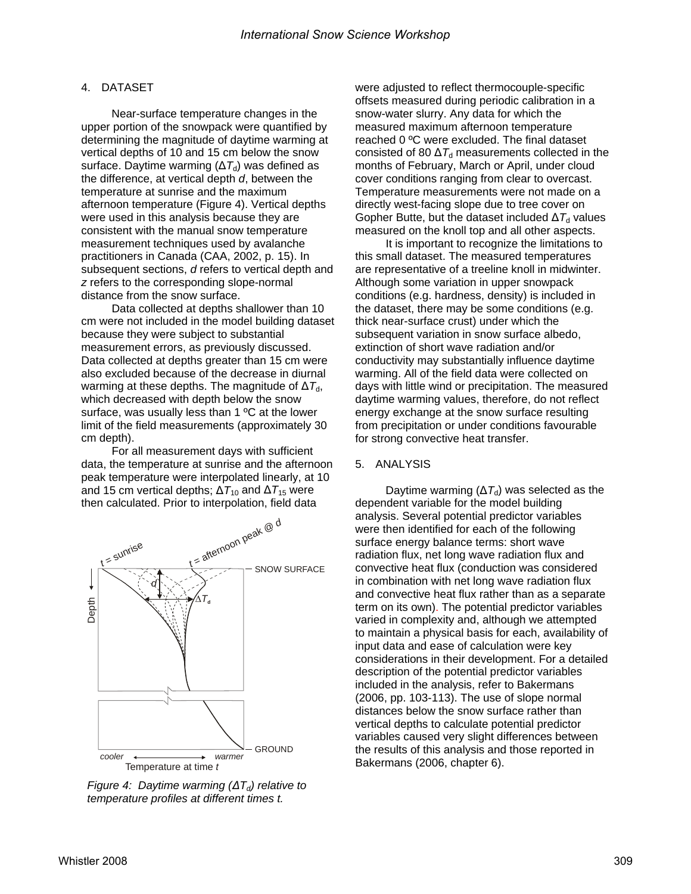## 4. DATASET

Near-surface temperature changes in the upper portion of the snowpack were quantified by determining the magnitude of daytime warming at vertical depths of 10 and 15 cm below the snow surface. Daytime warming ($\Delta T_d$) was defined as the difference, at vertical depth *d*, between the temperature at sunrise and the maximum afternoon temperature (Figure 4). Vertical depths were used in this analysis because they are consistent with the manual snow temperature measurement techniques used by avalanche practitioners in Canada (CAA, 2002, p. 15). In subsequent sections, *d* refers to vertical depth and *z* refers to the corresponding slope-normal distance from the snow surface.

Data collected at depths shallower than 10 cm were not included in the model building dataset because they were subject to substantial measurement errors, as previously discussed. Data collected at depths greater than 15 cm were also excluded because of the decrease in diurnal warming at these depths. The magnitude of $\Delta T_d$, which decreased with depth below the snow surface, was usually less than 1 ºC at the lower limit of the field measurements (approximately 30 cm depth).

For all measurement days with sufficient data, the temperature at sunrise and the afternoon peak temperature were interpolated linearly, at 10 and 15 cm vertical depths; $\Delta T_{10}$ and $\Delta T_{15}$ were then calculated. Prior to interpolation, field data were adjusted to reflect thermocouple-specific offsets measured during periodic calibration in a snow-water slurry. Any data for which the measured maximum afternoon temperature reached 0 ºC were excluded. The final dataset consisted of 80 $\Delta T_d$ measurements collected in the months of February, March or April, under cloud cover conditions ranging from clear to overcast. Temperature measurements were not made on a directly west-facing slope due to tree cover on Gopher Butte, but the dataset included $\Delta T_d$ values measured on the knoll top and all other aspects.

*Figure 4: Daytime warming ($\Delta T_d$) relative to temperature profiles at different times t.*

It is important to recognize the limitations to this small dataset. The measured temperatures are representative of a treeline knoll in midwinter. Although some variation in upper snowpack conditions (e.g. hardness, density) is included in the dataset, there may be some conditions (e.g. thick near-surface crust) under which the subsequent variation in snow surface albedo, extinction of short wave radiation and/or conductivity may substantially influence daytime warming. All of the field data were collected on days with little wind or precipitation. The measured daytime warming values, therefore, do not reflect energy exchange at the snow surface resulting from precipitation or under conditions favourable for strong convective heat transfer.

## 5. ANALYSIS

Daytime warming ($\Delta T_d$) was selected as the dependent variable for the model building analysis. Several potential predictor variables were then identified for each of the following surface energy balance terms: short wave radiation flux, net long wave radiation flux and convective heat flux (conduction was considered in combination with net long wave radiation flux and convective heat flux rather than as a separate term on its own). The potential predictor variables varied in complexity and, although we attempted to maintain a physical basis for each, availability of input data and ease of calculation were key considerations in their development. For a detailed description of the potential predictor variables included in the analysis, refer to Bakermans (2006, pp. 103-113). The use of slope normal distances below the snow surface rather than vertical depths to calculate potential predictor variables caused very slight differences between the results of this analysis and those reported in Bakermans (2006, chapter 6).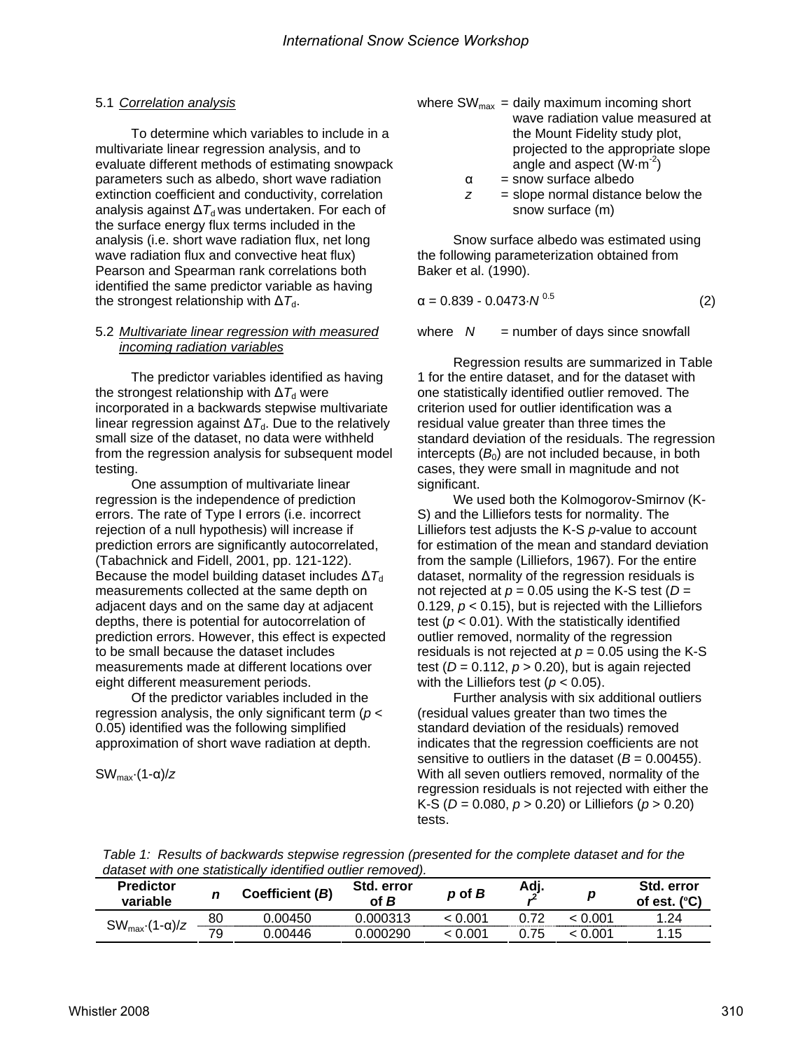### 5.1 *Correlation analysis*

To determine which variables to include in a multivariate linear regression analysis, and to evaluate different methods of estimating snowpack parameters such as albedo, short wave radiation extinction coefficient and conductivity, correlation analysis against $\Delta T_d$ was undertaken. For each of the surface energy flux terms included in the analysis (i.e. short wave radiation flux, net long wave radiation flux and convective heat flux) Pearson and Spearman rank correlations both identified the same predictor variable as having the strongest relationship with $\Delta T_d$.

### 5.2 *Multivariate linear regression with measured incoming radiation variables*

The predictor variables identified as having the strongest relationship with $\Delta T_d$ were incorporated in a backwards stepwise multivariate linear regression against $\Delta T_d$. Due to the relatively small size of the dataset, no data were withheld from the regression analysis for subsequent model testing.

One assumption of multivariate linear regression is the independence of prediction errors. The rate of Type I errors (i.e. incorrect rejection of a null hypothesis) will increase if prediction errors are significantly autocorrelated, (Tabachnick and Fidell, 2001, pp. 121-122). Because the model building dataset includes $\Delta T_d$ measurements collected at the same depth on adjacent days and on the same day at adjacent depths, there is potential for autocorrelation of prediction errors. However, this effect is expected to be small because the dataset includes measurements made at different locations over eight different measurement periods.

Of the predictor variables included in the regression analysis, the only significant term ($p < 0.05$) identified was the following simplified approximation of short wave radiation at depth.

$$SW_{max} \cdot (1-\alpha)/z$$

where $SW_{max}$ = daily maximum incoming short wave radiation value measured at the Mount Fidelity study plot, projected to the appropriate slope angle and aspect ($W \cdot m^{-2}$)
$\alpha$ = snow surface albedo
$z$ = slope normal distance below the snow surface (m)

Snow surface albedo was estimated using the following parameterization obtained from Baker et al. (1990).

$$\alpha = 0.839 - 0.0473 \cdot N^{0.5} \quad (2)$$

where $N$ = number of days since snowfall

Regression results are summarized in Table 1 for the entire dataset, and for the dataset with one statistically identified outlier removed. The criterion used for outlier identification was a residual value greater than three times the standard deviation of the residuals. The regression intercepts ($B_0$) are not included because, in both cases, they were small in magnitude and not significant.

We used both the Kolmogorov-Smirnov (K-S) and the Lilliefors tests for normality. The Lilliefors test adjusts the K-S *p*-value to account for estimation of the mean and standard deviation from the sample (Lilliefors, 1967). For the entire dataset, normality of the regression residuals is not rejected at $p = 0.05$ using the K-S test ($D = 0.129$, $p < 0.15$), but is rejected with the Lilliefors test ($p < 0.01$). With the statistically identified outlier removed, normality of the regression residuals is not rejected at $p = 0.05$ using the K-S test ($D = 0.112$, $p > 0.20$), but is again rejected with the Lilliefors test ($p < 0.05$).

Further analysis with six additional outliers (residual values greater than two times the standard deviation of the residuals) removed indicates that the regression coefficients are not sensitive to outliers in the dataset ($B = 0.00455$). With all seven outliers removed, normality of the regression residuals is not rejected with either the K-S ($D = 0.080$, $p > 0.20$) or Lilliefors ($p > 0.20$) tests.

*Table 1: Results of backwards stepwise regression (presented for the complete dataset and for the dataset with one statistically identified outlier removed).*

| Predictor variable | *n* | Coefficient (*B*) | Std. error of *B* | *p* of *B* | Adj. $r^2$ | *p* | Std. error of est. (ºC) |
|---|---|---|---|---|---|---|---|
| $SW_{max} \cdot (1-\alpha)/z$ | 80 | 0.00450 | 0.000313 | < 0.001 | 0.72 | < 0.001 | 1.24 |
| | 79 | 0.00446 | 0.000290 | < 0.001 | 0.75 | < 0.001 | 1.15 |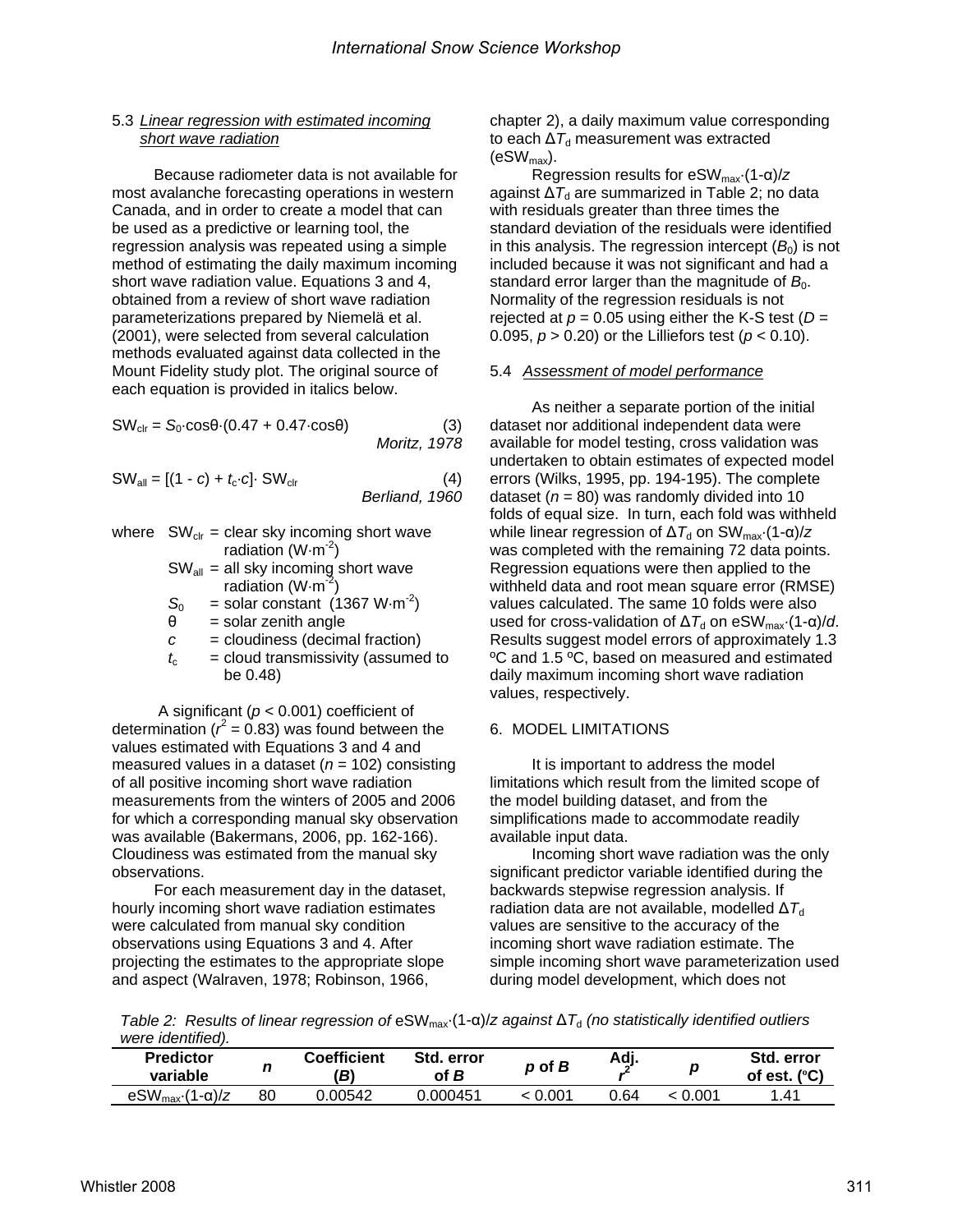### 5.3 *Linear regression with estimated incoming short wave radiation*

Because radiometer data is not available for most avalanche forecasting operations in western Canada, and in order to create a model that can be used as a predictive or learning tool, the regression analysis was repeated using a simple method of estimating the daily maximum incoming short wave radiation value. Equations 3 and 4, obtained from a review of short wave radiation parameterizations prepared by Niemelä et al. (2001), were selected from several calculation methods evaluated against data collected in the Mount Fidelity study plot. The original source of each equation is provided in italics below.

$$SW_{clr} = S_0 \cdot \cos\theta \cdot (0.47 + 0.47 \cdot \cos\theta) \qquad (3)$$

*Moritz, 1978*

$$SW_{all} = [(1 - c) + t_c \cdot c] \cdot SW_{clr} \qquad (4)$$

*Berliand, 1960*

where
- $SW_{clr}$ = clear sky incoming short wave radiation ($W \cdot m^{-2}$)
- $SW_{all}$ = all sky incoming short wave radiation ($W \cdot m^{-2}$)
- $S_0$ = solar constant (1367 $W \cdot m^{-2}$)
- $\theta$ = solar zenith angle
- $c$ = cloudiness (decimal fraction)
- $t_c$ = cloud transmissivity (assumed to be 0.48)

A significant ($p < 0.001$) coefficient of determination ($r^2 = 0.83$) was found between the values estimated with Equations 3 and 4 and measured values in a dataset ($n = 102$) consisting of all positive incoming short wave radiation measurements from the winters of 2005 and 2006 for which a corresponding manual sky observation was available (Bakermans, 2006, pp. 162-166). Cloudiness was estimated from the manual sky observations.

For each measurement day in the dataset, hourly incoming short wave radiation estimates were calculated from manual sky condition observations using Equations 3 and 4. After projecting the estimates to the appropriate slope and aspect (Walraven, 1978; Robinson, 1966, chapter 2), a daily maximum value corresponding to each $\Delta T_d$ measurement was extracted ($eSW_{max}$).

Regression results for $eSW_{max} \cdot (1\text{-}\alpha)/z$ against $\Delta T_d$ are summarized in Table 2; no data with residuals greater than three times the standard deviation of the residuals were identified in this analysis. The regression intercept ($B_0$) is not included because it was not significant and had a standard error larger than the magnitude of $B_0$. Normality of the regression residuals is not rejected at $p = 0.05$ using either the K-S test ($D = 0.095$, $p > 0.20$) or the Lilliefors test ($p < 0.10$).

### 5.4 *Assessment of model performance*

As neither a separate portion of the initial dataset nor additional independent data were available for model testing, cross validation was undertaken to obtain estimates of expected model errors (Wilks, 1995, pp. 194-195). The complete dataset ($n = 80$) was randomly divided into 10 folds of equal size. In turn, each fold was withheld while linear regression of $\Delta T_d$ on $SW_{max} \cdot (1\text{-}\alpha)/z$ was completed with the remaining 72 data points. Regression equations were then applied to the withheld data and root mean square error (RMSE) values calculated. The same 10 folds were also used for cross-validation of $\Delta T_d$ on $eSW_{max} \cdot (1\text{-}\alpha)/d$. Results suggest model errors of approximately 1.3 ºC and 1.5 ºC, based on measured and estimated daily maximum incoming short wave radiation values, respectively.

## 6. MODEL LIMITATIONS

It is important to address the model limitations which result from the limited scope of the model building dataset, and from the simplifications made to accommodate readily available input data.

Incoming short wave radiation was the only significant predictor variable identified during the backwards stepwise regression analysis. If radiation data are not available, modelled $\Delta T_d$ values are sensitive to the accuracy of the incoming short wave radiation estimate. The simple incoming short wave parameterization used during model development, which does not

*Table 2: Results of linear regression of* $eSW_{max} \cdot (1\text{-}\alpha)/z$ *against* $\Delta T_d$ *(no statistically identified outliers were identified).*

| Predictor variable | $n$ | Coefficient ($B$) | Std. error of $B$ | $p$ of $B$ | Adj. $r^2$ | $p$ | Std. error of est. (ºC) |
|---|---|---|---|---|---|---|---|
| $eSW_{max} \cdot (1\text{-}\alpha)/z$ | 80 | 0.00542 | 0.000451 | < 0.001 | 0.64 | < 0.001 | 1.41 |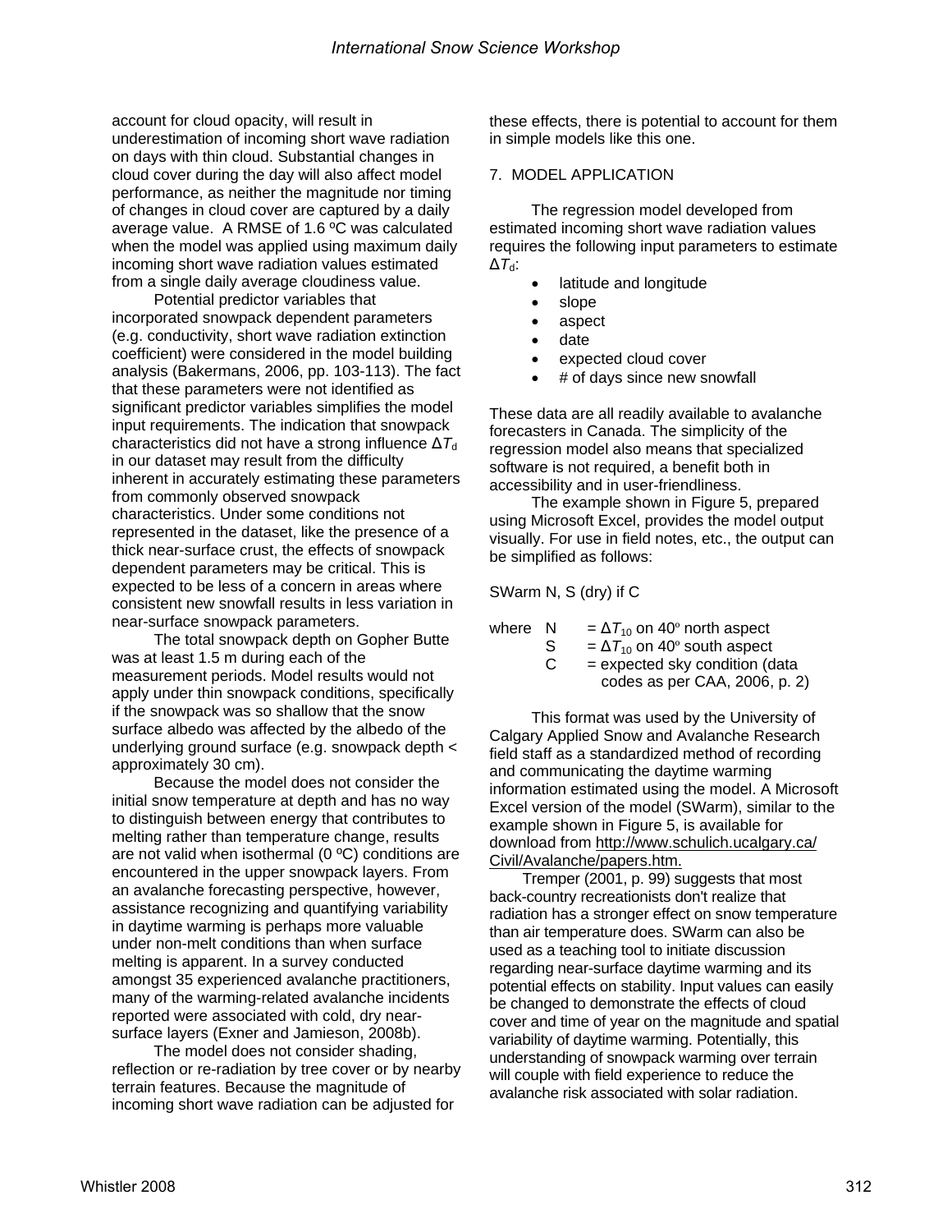account for cloud opacity, will result in underestimation of incoming short wave radiation on days with thin cloud. Substantial changes in cloud cover during the day will also affect model performance, as neither the magnitude nor timing of changes in cloud cover are captured by a daily average value. A RMSE of 1.6 ºC was calculated when the model was applied using maximum daily incoming short wave radiation values estimated from a single daily average cloudiness value.

Potential predictor variables that incorporated snowpack dependent parameters (e.g. conductivity, short wave radiation extinction coefficient) were considered in the model building analysis (Bakermans, 2006, pp. 103-113). The fact that these parameters were not identified as significant predictor variables simplifies the model input requirements. The indication that snowpack characteristics did not have a strong influence $\Delta T_d$ in our dataset may result from the difficulty inherent in accurately estimating these parameters from commonly observed snowpack characteristics. Under some conditions not represented in the dataset, like the presence of a thick near-surface crust, the effects of snowpack dependent parameters may be critical. This is expected to be less of a concern in areas where consistent new snowfall results in less variation in near-surface snowpack parameters.

The total snowpack depth on Gopher Butte was at least 1.5 m during each of the measurement periods. Model results would not apply under thin snowpack conditions, specifically if the snowpack was so shallow that the snow surface albedo was affected by the albedo of the underlying ground surface (e.g. snowpack depth < approximately 30 cm).

Because the model does not consider the initial snow temperature at depth and has no way to distinguish between energy that contributes to melting rather than temperature change, results are not valid when isothermal (0 ºC) conditions are encountered in the upper snowpack layers. From an avalanche forecasting perspective, however, assistance recognizing and quantifying variability in daytime warming is perhaps more valuable under non-melt conditions than when surface melting is apparent. In a survey conducted amongst 35 experienced avalanche practitioners, many of the warming-related avalanche incidents reported were associated with cold, dry near-surface layers (Exner and Jamieson, 2008b).

The model does not consider shading, reflection or re-radiation by tree cover or by nearby terrain features. Because the magnitude of incoming short wave radiation can be adjusted for these effects, there is potential to account for them in simple models like this one.

## 7. MODEL APPLICATION

The regression model developed from estimated incoming short wave radiation values requires the following input parameters to estimate $\Delta T_d$:

- latitude and longitude
- slope
- aspect
- date
- expected cloud cover
- # of days since new snowfall

These data are all readily available to avalanche forecasters in Canada. The simplicity of the regression model also means that specialized software is not required, a benefit both in accessibility and in user-friendliness.

The example shown in Figure 5, prepared using Microsoft Excel, provides the model output visually. For use in field notes, etc., the output can be simplified as follows:

SWarm N, S (dry) if C

where N = $\Delta T_{10}$ on 40º north aspect
S = $\Delta T_{10}$ on 40º south aspect
C = expected sky condition (data codes as per CAA, 2006, p. 2)

This format was used by the University of Calgary Applied Snow and Avalanche Research field staff as a standardized method of recording and communicating the daytime warming information estimated using the model. A Microsoft Excel version of the model (SWarm), similar to the example shown in Figure 5, is available for download from http://www.schulich.ucalgary.ca/Civil/Avalanche/papers.htm.

Tremper (2001, p. 99) suggests that most back-country recreationists don't realize that radiation has a stronger effect on snow temperature than air temperature does. SWarm can also be used as a teaching tool to initiate discussion regarding near-surface daytime warming and its potential effects on stability. Input values can easily be changed to demonstrate the effects of cloud cover and time of year on the magnitude and spatial variability of daytime warming. Potentially, this understanding of snowpack warming over terrain will couple with field experience to reduce the avalanche risk associated with solar radiation.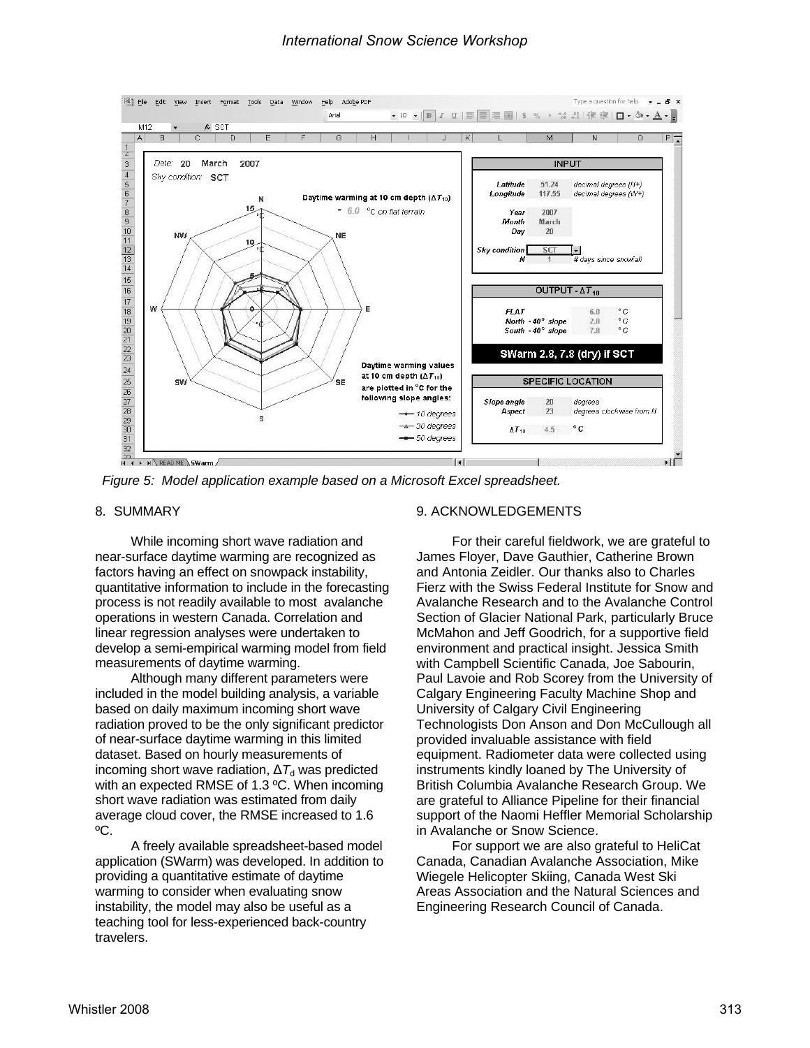Figure 5: Model application example based on a Microsoft Excel spreadsheet.

## 8. SUMMARY

While incoming short wave radiation and near-surface daytime warming are recognized as factors having an effect on snowpack instability, quantitative information to include in the forecasting process is not readily available to most avalanche operations in western Canada. Correlation and linear regression analyses were undertaken to develop a semi-empirical warming model from field measurements of daytime warming.

Although many different parameters were included in the model building analysis, a variable based on daily maximum incoming short wave radiation proved to be the only significant predictor of near-surface daytime warming in this limited dataset. Based on hourly measurements of incoming short wave radiation, $\Delta T_d$ was predicted with an expected RMSE of 1.3 ºC. When incoming short wave radiation was estimated from daily average cloud cover, the RMSE increased to 1.6 ºC.

A freely available spreadsheet-based model application (SWarm) was developed. In addition to providing a quantitative estimate of daytime warming to consider when evaluating snow instability, the model may also be useful as a teaching tool for less-experienced back-country travelers.

## 9. ACKNOWLEDGEMENTS

For their careful fieldwork, we are grateful to James Floyer, Dave Gauthier, Catherine Brown and Antonia Zeidler. Our thanks also to Charles Fierz with the Swiss Federal Institute for Snow and Avalanche Research and to the Avalanche Control Section of Glacier National Park, particularly Bruce McMahon and Jeff Goodrich, for a supportive field environment and practical insight. Jessica Smith with Campbell Scientific Canada, Joe Sabourin, Paul Lavoie and Rob Scorey from the University of Calgary Engineering Faculty Machine Shop and University of Calgary Civil Engineering Technologists Don Anson and Don McCullough all provided invaluable assistance with field equipment. Radiometer data were collected using instruments kindly loaned by The University of British Columbia Avalanche Research Group. We are grateful to Alliance Pipeline for their financial support of the Naomi Heffler Memorial Scholarship in Avalanche or Snow Science.

For support we are also grateful to HeliCat Canada, Canadian Avalanche Association, Mike Wiegele Helicopter Skiing, Canada West Ski Areas Association and the Natural Sciences and Engineering Research Council of Canada.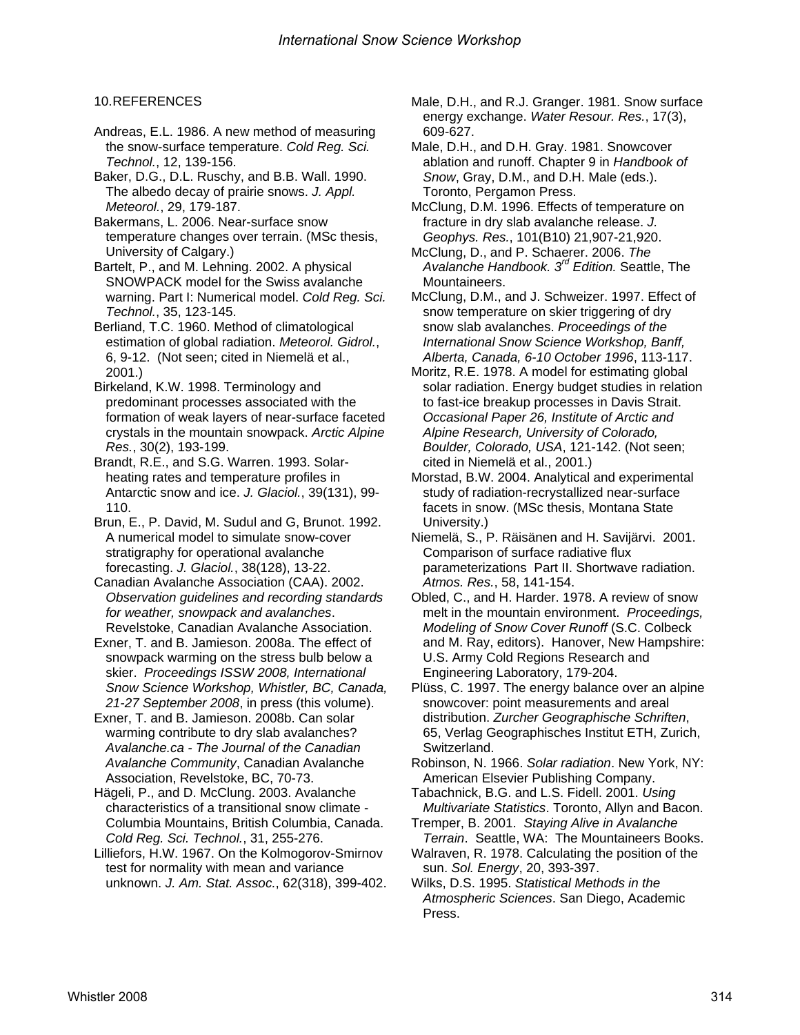## 10. REFERENCES

Andreas, E.L. 1986. A new method of measuring the snow-surface temperature. *Cold Reg. Sci. Technol.*, 12, 139-156.

Baker, D.G., D.L. Ruschy, and B.B. Wall. 1990. The albedo decay of prairie snows. *J. Appl. Meteorol.*, 29, 179-187.

Bakermans, L. 2006. Near-surface snow temperature changes over terrain. (MSc thesis, University of Calgary.)

Bartelt, P., and M. Lehning. 2002. A physical SNOWPACK model for the Swiss avalanche warning. Part I: Numerical model. *Cold Reg. Sci. Technol.*, 35, 123-145.

Berliand, T.C. 1960. Method of climatological estimation of global radiation. *Meteorol. Gidrol.*, 6, 9-12. (Not seen; cited in Niemelä et al., 2001.)

Birkeland, K.W. 1998. Terminology and predominant processes associated with the formation of weak layers of near-surface faceted crystals in the mountain snowpack. *Arctic Alpine Res.*, 30(2), 193-199.

Brandt, R.E., and S.G. Warren. 1993. Solar-heating rates and temperature profiles in Antarctic snow and ice. *J. Glaciol.*, 39(131), 99-110.

Brun, E., P. David, M. Sudul and G, Brunot. 1992. A numerical model to simulate snow-cover stratigraphy for operational avalanche forecasting. *J. Glaciol.*, 38(128), 13-22.

Canadian Avalanche Association (CAA). 2002. *Observation guidelines and recording standards for weather, snowpack and avalanches*. Revelstoke, Canadian Avalanche Association.

Exner, T. and B. Jamieson. 2008a. The effect of snowpack warming on the stress bulb below a skier. *Proceedings ISSW 2008, International Snow Science Workshop, Whistler, BC, Canada, 21-27 September 2008*, in press (this volume).

Exner, T. and B. Jamieson. 2008b. Can solar warming contribute to dry slab avalanches? *Avalanche.ca - The Journal of the Canadian Avalanche Community*, Canadian Avalanche Association, Revelstoke, BC, 70-73.

Hägeli, P., and D. McClung. 2003. Avalanche characteristics of a transitional snow climate - Columbia Mountains, British Columbia, Canada. *Cold Reg. Sci. Technol.*, 31, 255-276.

Lilliefors, H.W. 1967. On the Kolmogorov-Smirnov test for normality with mean and variance unknown. *J. Am. Stat. Assoc.*, 62(318), 399-402.

Male, D.H., and R.J. Granger. 1981. Snow surface energy exchange. *Water Resour. Res.*, 17(3), 609-627.

Male, D.H., and D.H. Gray. 1981. Snowcover ablation and runoff. Chapter 9 in *Handbook of Snow*, Gray, D.M., and D.H. Male (eds.). Toronto, Pergamon Press.

McClung, D.M. 1996. Effects of temperature on fracture in dry slab avalanche release. *J. Geophys. Res.*, 101(B10) 21,907-21,920.

McClung, D., and P. Schaerer. 2006. *The Avalanche Handbook. 3rd Edition.* Seattle, The Mountaineers.

McClung, D.M., and J. Schweizer. 1997. Effect of snow temperature on skier triggering of dry snow slab avalanches. *Proceedings of the International Snow Science Workshop, Banff, Alberta, Canada, 6-10 October 1996*, 113-117.

Moritz, R.E. 1978. A model for estimating global solar radiation. Energy budget studies in relation to fast-ice breakup processes in Davis Strait. *Occasional Paper 26, Institute of Arctic and Alpine Research, University of Colorado, Boulder, Colorado, USA*, 121-142. (Not seen; cited in Niemelä et al., 2001.)

Morstad, B.W. 2004. Analytical and experimental study of radiation-recrystallized near-surface facets in snow. (MSc thesis, Montana State University.)

Niemelä, S., P. Räisänen and H. Savijärvi. 2001. Comparison of surface radiative flux parameterizations Part II. Shortwave radiation. *Atmos. Res.*, 58, 141-154.

Obled, C., and H. Harder. 1978. A review of snow melt in the mountain environment. *Proceedings, Modeling of Snow Cover Runoff* (S.C. Colbeck and M. Ray, editors). Hanover, New Hampshire: U.S. Army Cold Regions Research and Engineering Laboratory, 179-204.

Plüss, C. 1997. The energy balance over an alpine snowcover: point measurements and areal distribution. *Zurcher Geographische Schriften*, 65, Verlag Geographisches Institut ETH, Zurich, Switzerland.

Robinson, N. 1966. *Solar radiation*. New York, NY: American Elsevier Publishing Company.

Tabachnick, B.G. and L.S. Fidell. 2001. *Using Multivariate Statistics*. Toronto, Allyn and Bacon.

Tremper, B. 2001. *Staying Alive in Avalanche Terrain*. Seattle, WA: The Mountaineers Books.

Walraven, R. 1978. Calculating the position of the sun. *Sol. Energy*, 20, 393-397.

Wilks, D.S. 1995. *Statistical Methods in the Atmospheric Sciences*. San Diego, Academic Press.